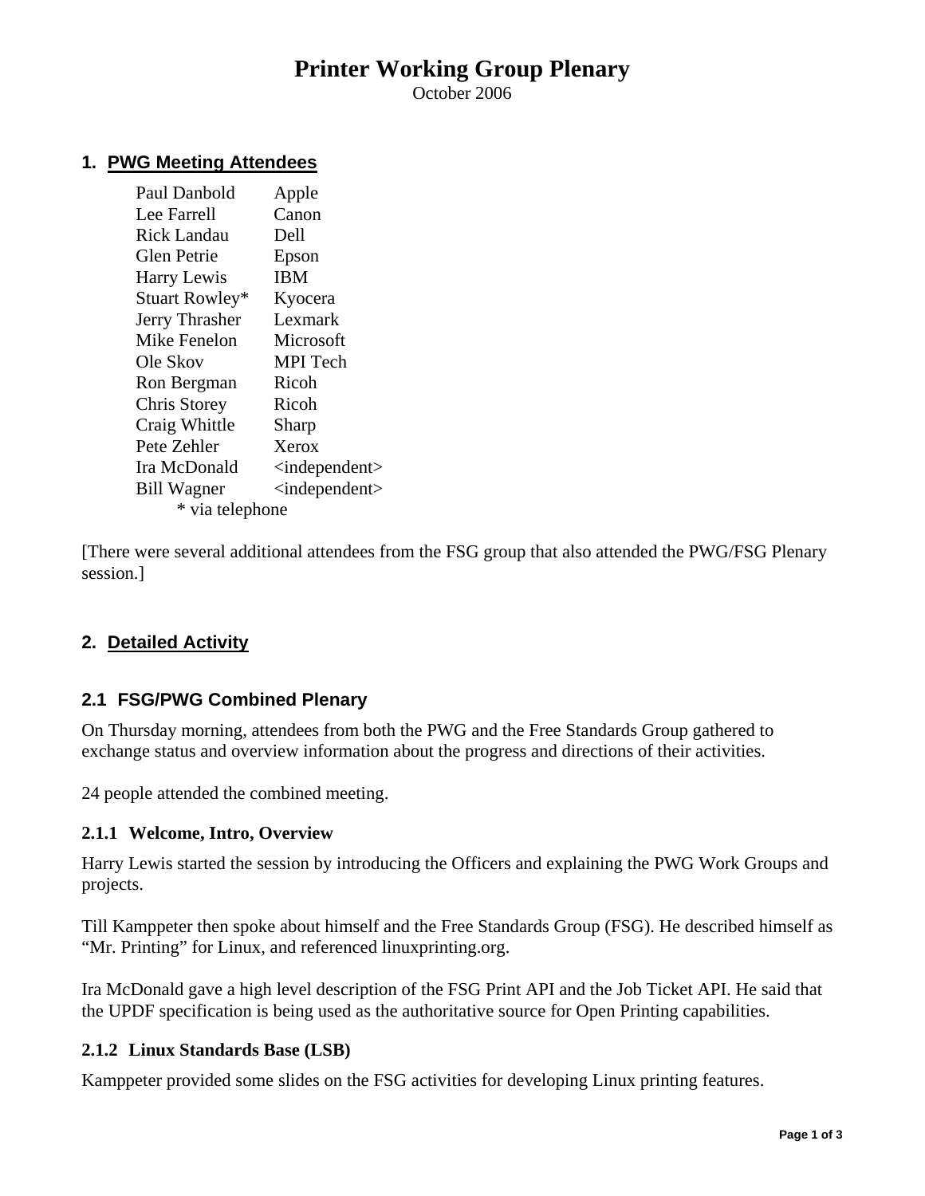# Printer Working Group Plenary

October 2006

## 1. PWG Meeting Attendees

| | |
|---|---|
| Paul Danbold | Apple |
| Lee Farrell | Canon |
| Rick Landau | Dell |
| Glen Petrie | Epson |
| Harry Lewis | IBM |
| Stuart Rowley* | Kyocera |
| Jerry Thrasher | Lexmark |
| Mike Fenelon | Microsoft |
| Ole Skov | MPI Tech |
| Ron Bergman | Ricoh |
| Chris Storey | Ricoh |
| Craig Whittle | Sharp |
| Pete Zehler | Xerox |
| Ira McDonald | <independent> |
| Bill Wagner | <independent> |

* via telephone

[There were several additional attendees from the FSG group that also attended the PWG/FSG Plenary session.]

## 2. Detailed Activity

### 2.1 FSG/PWG Combined Plenary

On Thursday morning, attendees from both the PWG and the Free Standards Group gathered to exchange status and overview information about the progress and directions of their activities.

24 people attended the combined meeting.

#### 2.1.1 Welcome, Intro, Overview

Harry Lewis started the session by introducing the Officers and explaining the PWG Work Groups and projects.

Till Kamppeter then spoke about himself and the Free Standards Group (FSG). He described himself as "Mr. Printing" for Linux, and referenced linuxprinting.org.

Ira McDonald gave a high level description of the FSG Print API and the Job Ticket API. He said that the UPDF specification is being used as the authoritative source for Open Printing capabilities.

#### 2.1.2 Linux Standards Base (LSB)

Kamppeter provided some slides on the FSG activities for developing Linux printing features.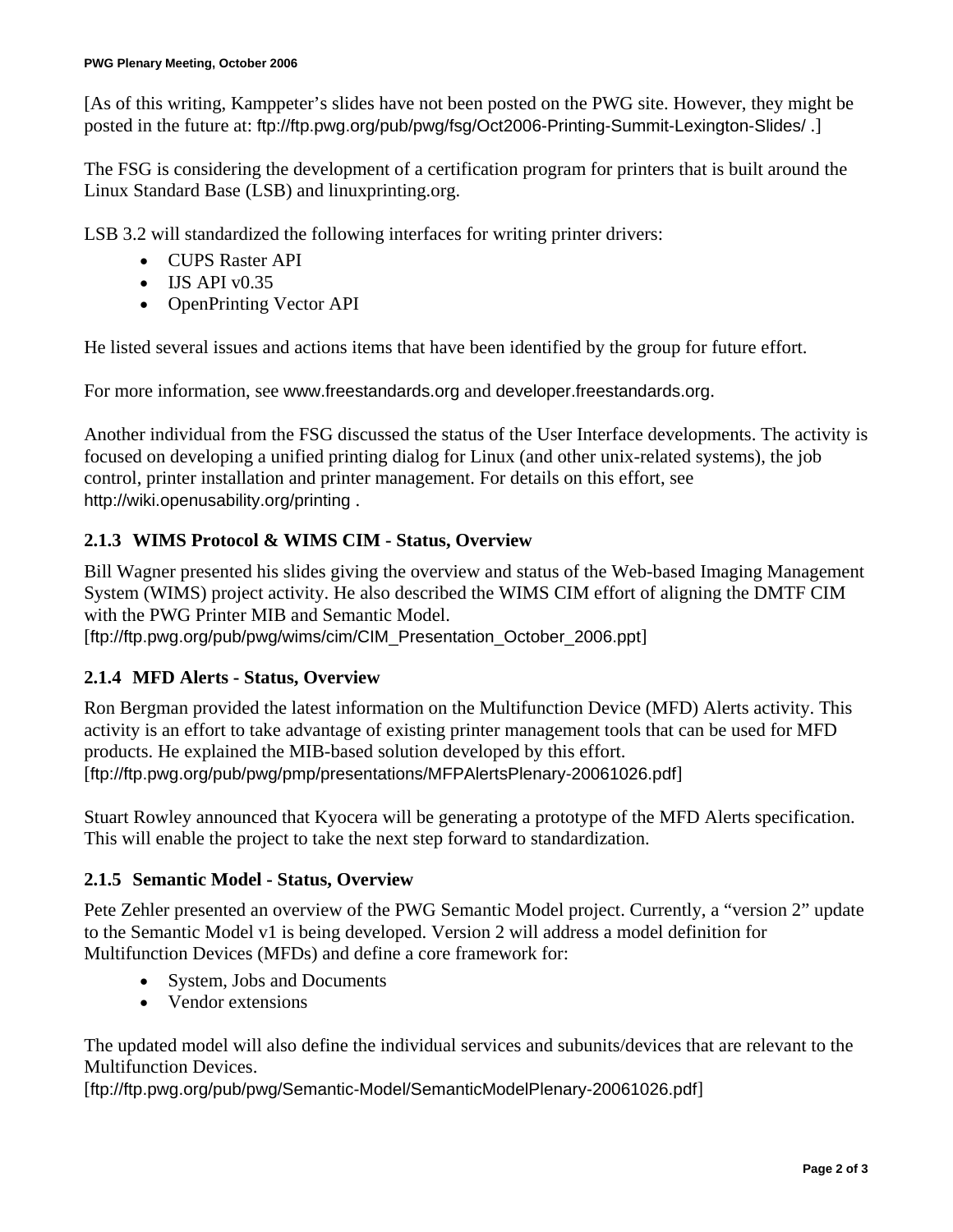[As of this writing, Kamppeter's slides have not been posted on the PWG site. However, they might be posted in the future at: ftp://ftp.pwg.org/pub/pwg/fsg/Oct2006-Printing-Summit-Lexington-Slides/ .]

The FSG is considering the development of a certification program for printers that is built around the Linux Standard Base (LSB) and linuxprinting.org.

LSB 3.2 will standardized the following interfaces for writing printer drivers:

- CUPS Raster API
- IJS API v0.35
- OpenPrinting Vector API

He listed several issues and actions items that have been identified by the group for future effort.

For more information, see www.freestandards.org and developer.freestandards.org.

Another individual from the FSG discussed the status of the User Interface developments. The activity is focused on developing a unified printing dialog for Linux (and other unix-related systems), the job control, printer installation and printer management. For details on this effort, see http://wiki.openusability.org/printing .

### 2.1.3 WIMS Protocol & WIMS CIM - Status, Overview

Bill Wagner presented his slides giving the overview and status of the Web-based Imaging Management System (WIMS) project activity. He also described the WIMS CIM effort of aligning the DMTF CIM with the PWG Printer MIB and Semantic Model.
[ftp://ftp.pwg.org/pub/pwg/wims/cim/CIM_Presentation_October_2006.ppt]

### 2.1.4 MFD Alerts - Status, Overview

Ron Bergman provided the latest information on the Multifunction Device (MFD) Alerts activity. This activity is an effort to take advantage of existing printer management tools that can be used for MFD products. He explained the MIB-based solution developed by this effort.
[ftp://ftp.pwg.org/pub/pwg/pmp/presentations/MFPAlertsPlenary-20061026.pdf]

Stuart Rowley announced that Kyocera will be generating a prototype of the MFD Alerts specification. This will enable the project to take the next step forward to standardization.

### 2.1.5 Semantic Model - Status, Overview

Pete Zehler presented an overview of the PWG Semantic Model project. Currently, a "version 2" update to the Semantic Model v1 is being developed. Version 2 will address a model definition for Multifunction Devices (MFDs) and define a core framework for:

- System, Jobs and Documents
- Vendor extensions

The updated model will also define the individual services and subunits/devices that are relevant to the Multifunction Devices.
[ftp://ftp.pwg.org/pub/pwg/Semantic-Model/SemanticModelPlenary-20061026.pdf]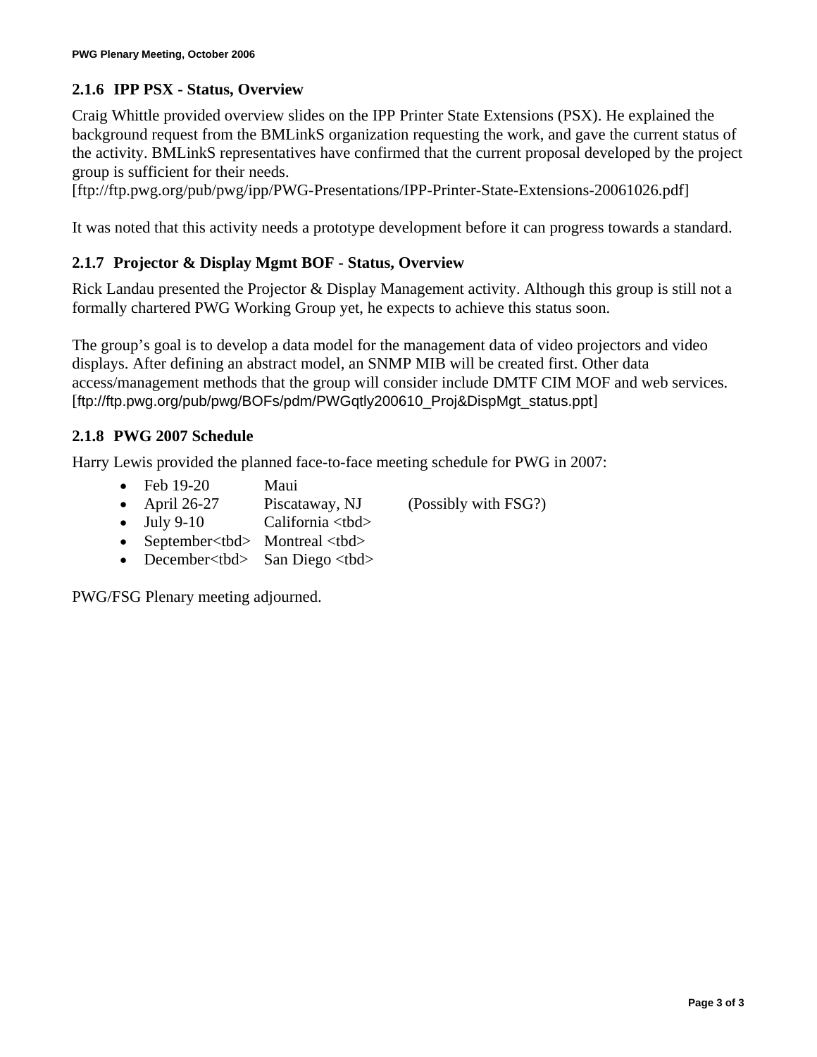### 2.1.6 IPP PSX - Status, Overview

Craig Whittle provided overview slides on the IPP Printer State Extensions (PSX). He explained the background request from the BMLinkS organization requesting the work, and gave the current status of the activity. BMLinkS representatives have confirmed that the current proposal developed by the project group is sufficient for their needs.
[ftp://ftp.pwg.org/pub/pwg/ipp/PWG-Presentations/IPP-Printer-State-Extensions-20061026.pdf]

It was noted that this activity needs a prototype development before it can progress towards a standard.

### 2.1.7 Projector & Display Mgmt BOF - Status, Overview

Rick Landau presented the Projector & Display Management activity. Although this group is still not a formally chartered PWG Working Group yet, he expects to achieve this status soon.

The group's goal is to develop a data model for the management data of video projectors and video displays. After defining an abstract model, an SNMP MIB will be created first. Other data access/management methods that the group will consider include DMTF CIM MOF and web services.
[ftp://ftp.pwg.org/pub/pwg/BOFs/pdm/PWGqtly200610_Proj&DispMgt_status.ppt]

### 2.1.8 PWG 2007 Schedule

Harry Lewis provided the planned face-to-face meeting schedule for PWG in 2007:

- Feb 19-20 Maui
- April 26-27 Piscataway, NJ (Possibly with FSG?)
- July 9-10 California <tbd>
- September<tbd> Montreal <tbd>
- December<tbd> San Diego <tbd>

PWG/FSG Plenary meeting adjourned.